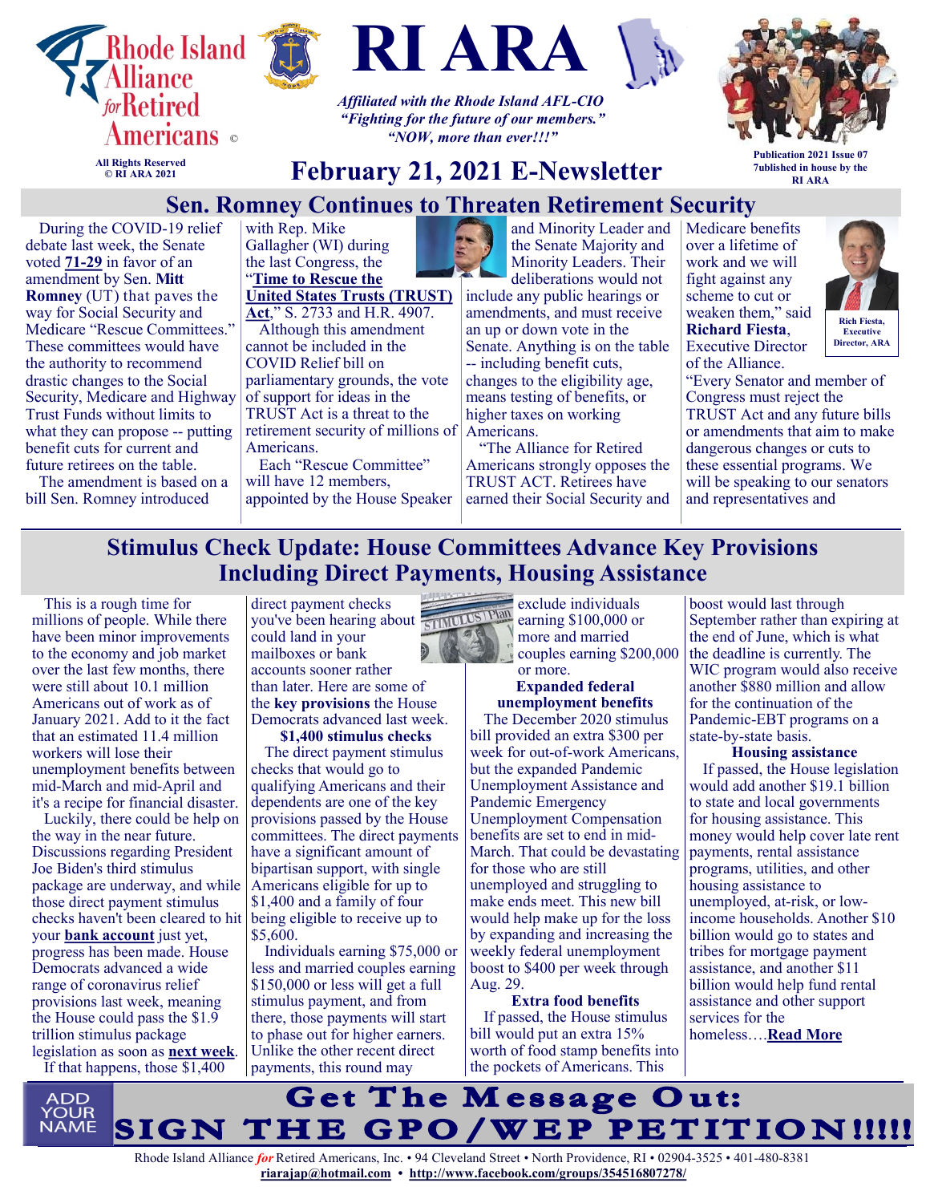# RI ARA

*Affiliated with the Rhode Island AFL-CIO*
*"Fighting for the future of our members."*
*"NOW, more than ever!!!"*

Rhode Island Alliance *for* Retired Americans ©

All Rights Reserved
© RI ARA 2021

## February 21, 2021 E-Newsletter

Publication 2021 Issue 07
7ublished in house by the RI ARA

## Sen. Romney Continues to Threaten Retirement Security

During the COVID-19 relief debate last week, the Senate voted **71-29** in favor of an amendment by Sen. **Mitt Romney** (UT) that paves the way for Social Security and Medicare "Rescue Committees." These committees would have the authority to recommend drastic changes to the Social Security, Medicare and Highway Trust Funds without limits to what they can propose -- putting benefit cuts for current and future retirees on the table.

The amendment is based on a bill Sen. Romney introduced with Rep. Mike Gallagher (WI) during the last Congress, the "**Time to Rescue the United States Trusts (TRUST) Act**," S. 2733 and H.R. 4907.

Although this amendment cannot be included in the COVID Relief bill on parliamentary grounds, the vote of support for ideas in the TRUST Act is a threat to the retirement security of millions of Americans.

Each "Rescue Committee" will have 12 members, appointed by the House Speaker and Minority Leader and the Senate Majority and Minority Leaders. Their deliberations would not include any public hearings or amendments, and must receive an up or down vote in the Senate. Anything is on the table -- including benefit cuts, changes to the eligibility age, means testing of benefits, or higher taxes on working Americans.

"The Alliance for Retired Americans strongly opposes the TRUST ACT. Retirees have earned their Social Security and Medicare benefits over a lifetime of work and we will fight against any scheme to cut or weaken them," said **Richard Fiesta**, Executive Director of the Alliance.

Rich Fiesta, Executive Director, ARA

"Every Senator and member of Congress must reject the TRUST Act and any future bills or amendments that aim to make dangerous changes or cuts to these essential programs. We will be speaking to our senators and representatives and

## Stimulus Check Update: House Committees Advance Key Provisions Including Direct Payments, Housing Assistance

This is a rough time for millions of people. While there have been minor improvements to the economy and job market over the last few months, there were still about 10.1 million Americans out of work as of January 2021. Add to it the fact that an estimated 11.4 million workers will lose their unemployment benefits between mid-March and mid-April and it's a recipe for financial disaster.

Luckily, there could be help on the way in the near future. Discussions regarding President Joe Biden's third stimulus package are underway, and while those direct payment stimulus checks haven't been cleared to hit your **bank account** just yet, progress has been made. House Democrats advanced a wide range of coronavirus relief provisions last week, meaning the House could pass the $1.9 trillion stimulus package legislation as soon as **next week**.

If that happens, those $1,400 direct payment checks you've been hearing about could land in your mailboxes or bank accounts sooner rather than later. Here are some of the **key provisions** the House Democrats advanced last week.

**$1,400 stimulus checks**

The direct payment stimulus checks that would go to qualifying Americans and their dependents are one of the key provisions passed by the House committees. The direct payments have a significant amount of bipartisan support, with single Americans eligible for up to $1,400 and a family of four being eligible to receive up to $5,600.

Individuals earning $75,000 or less and married couples earning $150,000 or less will get a full stimulus payment, and from there, those payments will start to phase out for higher earners. Unlike the other recent direct payments, this round may exclude individuals earning $100,000 or more and married couples earning $200,000 or more.

**Expanded federal unemployment benefits**

The December 2020 stimulus bill provided an extra $300 per week for out-of-work Americans, but the expanded Pandemic Unemployment Assistance and Pandemic Emergency Unemployment Compensation benefits are set to end in mid-March. That could be devastating for those who are still unemployed and struggling to make ends meet. This new bill would help make up for the loss by expanding and increasing the weekly federal unemployment boost to $400 per week through Aug. 29.

**Extra food benefits**

If passed, the House stimulus bill would put an extra 15% worth of food stamp benefits into the pockets of Americans. This boost would last through September rather than expiring at the end of June, which is what the deadline is currently. The WIC program would also receive another $880 million and allow for the continuation of the Pandemic-EBT programs on a state-by-state basis.

**Housing assistance**

If passed, the House legislation would add another $19.1 billion to state and local governments for housing assistance. This money would help cover late rent payments, rental assistance programs, utilities, and other housing assistance to unemployed, at-risk, or low-income households. Another $10 billion would go to states and tribes for mortgage payment assistance, and another $11 billion would help fund rental assistance and other support services for the homeless….**Read More**

ADD YOUR NAME

## Get The Message Out: SIGN THE GPO/WEP PETITION!!!!!

Rhode Island Alliance *for* Retired Americans, Inc. • 94 Cleveland Street • North Providence, RI • 02904-3525 • 401-480-8381
**riarajap@hotmail.com** • **http://www.facebook.com/groups/354516807278/**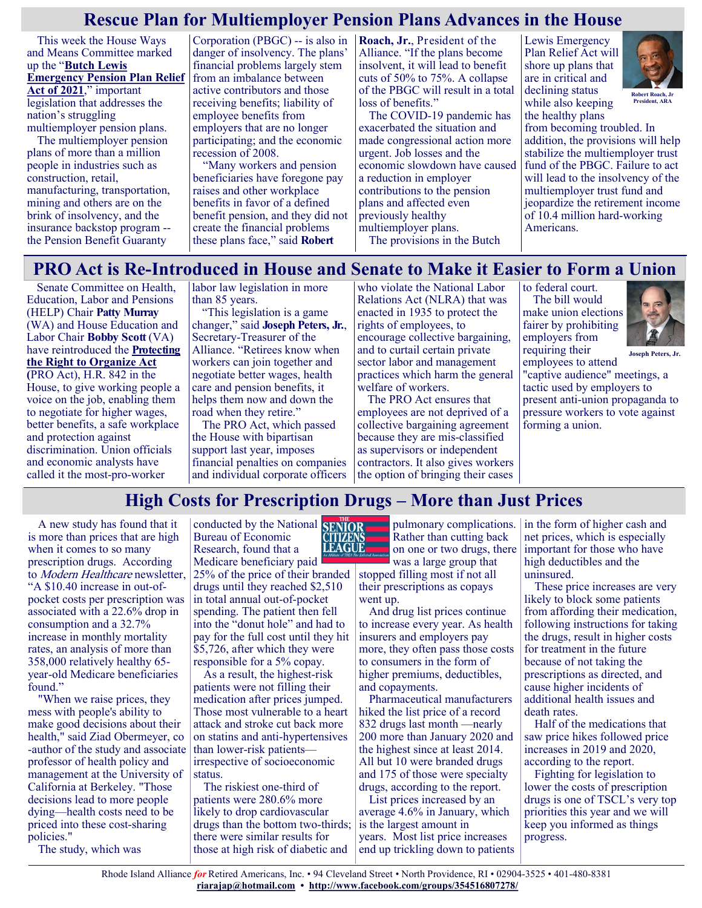## Rescue Plan for Multiemployer Pension Plans Advances in the House

This week the House Ways and Means Committee marked up the "**Butch Lewis Emergency Pension Plan Relief Act of 2021**," important legislation that addresses the nation's struggling multiemployer pension plans.

The multiemployer pension plans of more than a million people in industries such as construction, retail, manufacturing, transportation, mining and others are on the brink of insolvency, and the insurance backstop program -- the Pension Benefit Guaranty Corporation (PBGC) -- is also in danger of insolvency. The plans' financial problems largely stem from an imbalance between active contributors and those receiving benefits; liability of employee benefits from employers that are no longer participating; and the economic recession of 2008.

"Many workers and pension beneficiaries have foregone pay raises and other workplace benefits in favor of a defined benefit pension, and they did not create the financial problems these plans face," said **Robert Roach, Jr.**, President of the Alliance. "If the plans become insolvent, it will lead to benefit cuts of 50% to 75%. A collapse of the PBGC will result in a total loss of benefits."

The COVID-19 pandemic has exacerbated the situation and made congressional action more urgent. Job losses and the economic slowdown have caused a reduction in employer contributions to the pension plans and affected even previously healthy multiemployer plans.

The provisions in the Butch Lewis Emergency Plan Relief Act will shore up plans that are in critical and declining status while also keeping the healthy plans from becoming troubled. In addition, the provisions will help stabilize the multiemployer trust fund of the PBGC. Failure to act will lead to the insolvency of the multiemployer trust fund and jeopardize the retirement income of 10.4 million hard-working Americans.

Robert Roach, Jr President, ARA

## PRO Act is Re-Introduced in House and Senate to Make it Easier to Form a Union

Senate Committee on Health, Education, Labor and Pensions (HELP) Chair **Patty Murray** (WA) and House Education and Labor Chair **Bobby Scott** (VA) have reintroduced the **Protecting the Right to Organize Act (**PRO Act), H.R. 842 in the House, to give working people a voice on the job, enabling them to negotiate for higher wages, better benefits, a safe workplace and protection against discrimination. Union officials and economic analysts have called it the most-pro-worker labor law legislation in more than 85 years.

"This legislation is a game changer," said **Joseph Peters, Jr.**, Secretary-Treasurer of the Alliance. "Retirees know when workers can join together and negotiate better wages, health care and pension benefits, it helps them now and down the road when they retire."

The PRO Act, which passed the House with bipartisan support last year, imposes financial penalties on companies and individual corporate officers who violate the National Labor Relations Act (NLRA) that was enacted in 1935 to protect the rights of employees, to encourage collective bargaining, and to curtail certain private sector labor and management practices which harm the general welfare of workers.

The PRO Act ensures that employees are not deprived of a collective bargaining agreement because they are mis-classified as supervisors or independent contractors. It also gives workers the option of bringing their cases to federal court.

The bill would make union elections fairer by prohibiting employers from requiring their employees to attend "captive audience" meetings, a tactic used by employers to present anti-union propaganda to pressure workers to vote against forming a union.

Joseph Peters, Jr.

## High Costs for Prescription Drugs – More than Just Prices

A new study has found that it is more than prices that are high when it comes to so many prescription drugs. According to *Modern Healthcare* newsletter, "A $10.40 increase in out-of-pocket costs per prescription was associated with a 22.6% drop in consumption and a 32.7% increase in monthly mortality rates, an analysis of more than 358,000 relatively healthy 65-year-old Medicare beneficiaries found."

"When we raise prices, they mess with people's ability to make good decisions about their health," said Ziad Obermeyer, co-author of the study and associate professor of health policy and management at the University of California at Berkeley. "Those decisions lead to more people dying—health costs need to be priced into these cost-sharing policies."

The study, which was conducted by the National Bureau of Economic Research, found that a Medicare beneficiary paid 25% of the price of their branded drugs until they reached $2,510 in total annual out-of-pocket spending. The patient then fell into the "donut hole" and had to pay for the full cost until they hit $5,726, after which they were responsible for a 5% copay.

As a result, the highest-risk patients were not filling their medication after prices jumped. Those most vulnerable to a heart attack and stroke cut back more on statins and anti-hypertensives than lower-risk patients—irrespective of socioeconomic status.

The riskiest one-third of patients were 280.6% more likely to drop cardiovascular drugs than the bottom two-thirds; there were similar results for those at high risk of diabetic and pulmonary complications. Rather than cutting back on one or two drugs, there was a large group that stopped filling most if not all their prescriptions as copays went up.

And drug list prices continue to increase every year. As health insurers and employers pay more, they often pass those costs to consumers in the form of higher premiums, deductibles, and copayments.

Pharmaceutical manufacturers hiked the list price of a record 832 drugs last month —nearly 200 more than January 2020 and the highest since at least 2014. All but 10 were branded drugs and 175 of those were specialty drugs, according to the report.

List prices increased by an average 4.6% in January, which is the largest amount in years. Most list price increases end up trickling down to patients in the form of higher cash and net prices, which is especially important for those who have high deductibles and the uninsured.

These price increases are very likely to block some patients from affording their medication, following instructions for taking the drugs, result in higher costs for treatment in the future because of not taking the prescriptions as directed, and cause higher incidents of additional health issues and death rates.

Half of the medications that saw price hikes followed price increases in 2019 and 2020, according to the report.

Fighting for legislation to lower the costs of prescription drugs is one of TSCL's very top priorities this year and we will keep you informed as things progress.

Rhode Island Alliance *for* Retired Americans, Inc. • 94 Cleveland Street • North Providence, RI • 02904-3525 • 401-480-8381
riarajap@hotmail.com • http://www.facebook.com/groups/354516807278/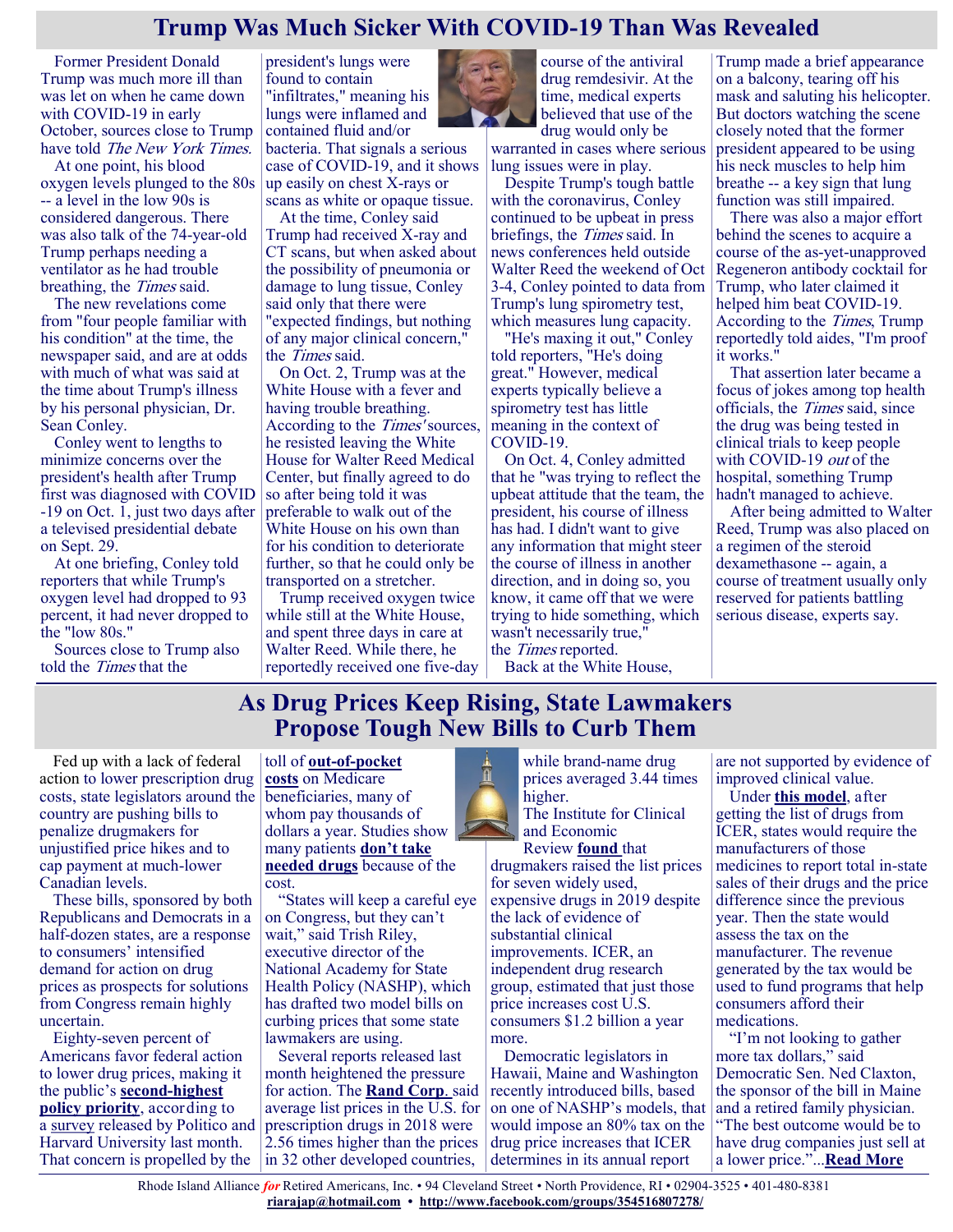# Trump Was Much Sicker With COVID-19 Than Was Revealed

Former President Donald Trump was much more ill than was let on when he came down with COVID-19 in early October, sources close to Trump have told *The New York Times*.

At one point, his blood oxygen levels plunged to the 80s -- a level in the low 90s is considered dangerous. There was also talk of the 74-year-old Trump perhaps needing a ventilator as he had trouble breathing, the *Times* said.

The new revelations come from "four people familiar with his condition" at the time, the newspaper said, and are at odds with much of what was said at the time about Trump's illness by his personal physician, Dr. Sean Conley.

Conley went to lengths to minimize concerns over the president's health after Trump first was diagnosed with COVID-19 on Oct. 1, just two days after a televised presidential debate on Sept. 29.

At one briefing, Conley told reporters that while Trump's oxygen level had dropped to 93 percent, it had never dropped to the "low 80s."

Sources close to Trump also told the *Times* that the president's lungs were found to contain "infiltrates," meaning his lungs were inflamed and contained fluid and/or bacteria. That signals a serious case of COVID-19, and it shows up easily on chest X-rays or scans as white or opaque tissue.

At the time, Conley said Trump had received X-ray and CT scans, but when asked about the possibility of pneumonia or damage to lung tissue, Conley said only that there were "expected findings, but nothing of any major clinical concern," the *Times* said.

On Oct. 2, Trump was at the White House with a fever and having trouble breathing. According to the *Times'* sources, he resisted leaving the White House for Walter Reed Medical Center, but finally agreed to do so after being told it was preferable to walk out of the White House on his own than for his condition to deteriorate further, so that he could only be transported on a stretcher.

Trump received oxygen twice while still at the White House, and spent three days in care at Walter Reed. While there, he reportedly received one five-day course of the antiviral drug remdesivir. At the time, medical experts believed that use of the drug would only be warranted in cases where serious lung issues were in play.

Despite Trump's tough battle with the coronavirus, Conley continued to be upbeat in press briefings, the *Times* said. In news conferences held outside Walter Reed the weekend of Oct 3-4, Conley pointed to data from Trump's lung spirometry test, which measures lung capacity.

"He's maxing it out," Conley told reporters, "He's doing great." However, medical experts typically believe a spirometry test has little meaning in the context of COVID-19.

On Oct. 4, Conley admitted that he "was trying to reflect the upbeat attitude that the team, the president, his course of illness has had. I didn't want to give any information that might steer the course of illness in another direction, and in doing so, you know, it came off that we were trying to hide something, which wasn't necessarily true," the *Times* reported.

Back at the White House, Trump made a brief appearance on a balcony, tearing off his mask and saluting his helicopter. But doctors watching the scene closely noted that the former president appeared to be using his neck muscles to help him breathe -- a key sign that lung function was still impaired.

There was also a major effort behind the scenes to acquire a course of the as-yet-unapproved Regeneron antibody cocktail for Trump, who later claimed it helped him beat COVID-19. According to the *Times*, Trump reportedly told aides, "I'm proof it works."

That assertion later became a focus of jokes among top health officials, the *Times* said, since the drug was being tested in clinical trials to keep people with COVID-19 *out* of the hospital, something Trump hadn't managed to achieve.

After being admitted to Walter Reed, Trump was also placed on a regimen of the steroid dexamethasone -- again, a course of treatment usually only reserved for patients battling serious disease, experts say.

# As Drug Prices Keep Rising, State Lawmakers Propose Tough New Bills to Curb Them

Fed up with a lack of federal action to lower prescription drug costs, state legislators around the country are pushing bills to penalize drugmakers for unjustified price hikes and to cap payment at much-lower Canadian levels.

These bills, sponsored by both Republicans and Democrats in a half-dozen states, are a response to consumers' intensified demand for action on drug prices as prospects for solutions from Congress remain highly uncertain.

Eighty-seven percent of Americans favor federal action to lower drug prices, making it the public's **second-highest policy priority**, according to a survey released by Politico and Harvard University last month. That concern is propelled by the toll of **out-of-pocket costs** on Medicare beneficiaries, many of whom pay thousands of dollars a year. Studies show many patients **don't take needed drugs** because of the cost.

"States will keep a careful eye on Congress, but they can't wait," said Trish Riley, executive director of the National Academy for State Health Policy (NASHP), which has drafted two model bills on curbing prices that some state lawmakers are using.

Several reports released last month heightened the pressure for action. The **Rand Corp.** said average list prices in the U.S. for prescription drugs in 2018 were 2.56 times higher than the prices in 32 other developed countries, while brand-name drug prices averaged 3.44 times higher.

The Institute for Clinical and Economic Review **found** that drugmakers raised the list prices for seven widely used, expensive drugs in 2019 despite the lack of evidence of substantial clinical improvements. ICER, an independent drug research group, estimated that just those price increases cost U.S. consumers $1.2 billion a year more.

Democratic legislators in Hawaii, Maine and Washington recently introduced bills, based on one of NASHP's models, that would impose an 80% tax on the drug price increases that ICER determines in its annual report are not supported by evidence of improved clinical value.

Under **this model**, after getting the list of drugs from ICER, states would require the manufacturers of those medicines to report total in-state sales of their drugs and the price difference since the previous year. Then the state would assess the tax on the manufacturer. The revenue generated by the tax would be used to fund programs that help consumers afford their medications.

"I'm not looking to gather more tax dollars," said Democratic Sen. Ned Claxton, the sponsor of the bill in Maine and a retired family physician. "The best outcome would be to have drug companies just sell at a lower price."...**Read More**

Rhode Island Alliance *for* Retired Americans, Inc. • 94 Cleveland Street • North Providence, RI • 02904-3525 • 401-480-8381
**riarajap@hotmail.com** • **http://www.facebook.com/groups/354516807278/**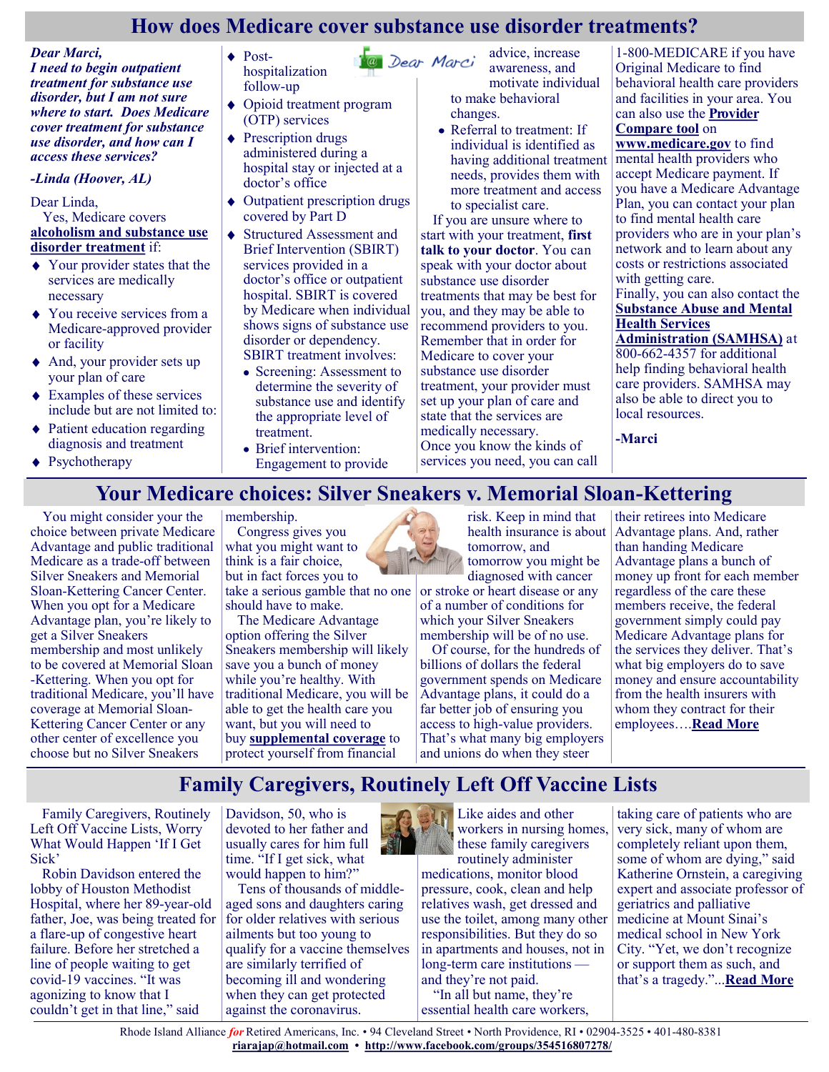# How does Medicare cover substance use disorder treatments?

***Dear Marci,***
***I need to begin outpatient treatment for substance use disorder, but I am not sure where to start. Does Medicare cover treatment for substance use disorder, and how can I access these services?***

***-Linda (Hoover, AL)***

Dear Linda,

Yes, Medicare covers **alcoholism and substance use disorder treatment** if:

- Your provider states that the services are medically necessary
- You receive services from a Medicare-approved provider or facility
- And, your provider sets up your plan of care
- Examples of these services include but are not limited to:
- Patient education regarding diagnosis and treatment
- Psychotherapy
- Post-hospitalization follow-up
- Opioid treatment program (OTP) services
- Prescription drugs administered during a hospital stay or injected at a doctor's office
- Outpatient prescription drugs covered by Part D
- Structured Assessment and Brief Intervention (SBIRT) services provided in a doctor's office or outpatient hospital. SBIRT is covered by Medicare when individual shows signs of substance use disorder or dependency. SBIRT treatment involves:
  - Screening: Assessment to determine the severity of substance use and identify the appropriate level of treatment.
  - Brief intervention: Engagement to provide advice, increase awareness, and motivate individual to make behavioral changes.
  - Referral to treatment: If individual is identified as having additional treatment needs, provides them with more treatment and access to specialist care.

If you are unsure where to start with your treatment, **first talk to your doctor**. You can speak with your doctor about substance use disorder treatments that may be best for you, and they may be able to recommend providers to you. Remember that in order for Medicare to cover your substance use disorder treatment, your provider must set up your plan of care and state that the services are medically necessary.

Once you know the kinds of services you need, you can call 1-800-MEDICARE if you have Original Medicare to find behavioral health care providers and facilities in your area. You can also use the **Provider Compare tool** on **www.medicare.gov** to find mental health providers who accept Medicare payment. If you have a Medicare Advantage Plan, you can contact your plan to find mental health care providers who are in your plan's network and to learn about any costs or restrictions associated with getting care.

Finally, you can also contact the **Substance Abuse and Mental Health Services Administration (SAMHSA)** at 800-662-4357 for additional help finding behavioral health care providers. SAMHSA may also be able to direct you to local resources.

**-Marci**

# Your Medicare choices: Silver Sneakers v. Memorial Sloan-Kettering

You might consider your the choice between private Medicare Advantage and public traditional Medicare as a trade-off between Silver Sneakers and Memorial Sloan-Kettering Cancer Center. When you opt for a Medicare Advantage plan, you're likely to get a Silver Sneakers membership and most unlikely to be covered at Memorial Sloan -Kettering. When you opt for traditional Medicare, you'll have coverage at Memorial Sloan-Kettering Cancer Center or any other center of excellence you choose but no Silver Sneakers membership.

Congress gives you what you might want to think is a fair choice, but in fact forces you to take a serious gamble that no one should have to make.

The Medicare Advantage option offering the Silver Sneakers membership will likely save you a bunch of money while you're healthy. With traditional Medicare, you will be able to get the health care you want, but you will need to buy **supplemental coverage** to protect yourself from financial risk. Keep in mind that health insurance is about tomorrow, and tomorrow you might be diagnosed with cancer or stroke or heart disease or any of a number of conditions for which your Silver Sneakers membership will be of no use.

Of course, for the hundreds of billions of dollars the federal government spends on Medicare Advantage plans, it could do a far better job of ensuring you access to high-value providers. That's what many big employers and unions do when they steer their retirees into Medicare Advantage plans. And, rather than handing Medicare Advantage plans a bunch of money up front for each member regardless of the care these members receive, the federal government simply could pay Medicare Advantage plans for the services they deliver. That's what big employers do to save money and ensure accountability from the health insurers with whom they contract for their employees….**Read More**

# Family Caregivers, Routinely Left Off Vaccine Lists

Family Caregivers, Routinely Left Off Vaccine Lists, Worry What Would Happen 'If I Get Sick'

Robin Davidson entered the lobby of Houston Methodist Hospital, where her 89-year-old father, Joe, was being treated for a flare-up of congestive heart failure. Before her stretched a line of people waiting to get covid-19 vaccines. "It was agonizing to know that I couldn't get in that line," said Davidson, 50, who is devoted to her father and usually cares for him full time. "If I get sick, what would happen to him?"

Tens of thousands of middle-aged sons and daughters caring for older relatives with serious ailments but too young to qualify for a vaccine themselves are similarly terrified of becoming ill and wondering when they can get protected against the coronavirus.

Like aides and other workers in nursing homes, these family caregivers routinely administer medications, monitor blood pressure, cook, clean and help relatives wash, get dressed and use the toilet, among many other responsibilities. But they do so in apartments and houses, not in long-term care institutions — and they're not paid.

"In all but name, they're essential health care workers, taking care of patients who are very sick, many of whom are completely reliant upon them, some of whom are dying," said Katherine Ornstein, a caregiving expert and associate professor of geriatrics and palliative medicine at Mount Sinai's medical school in New York City. "Yet, we don't recognize or support them as such, and that's a tragedy."...**Read More**

Rhode Island Alliance *for* Retired Americans, Inc. • 94 Cleveland Street • North Providence, RI • 02904-3525 • 401-480-8381
**riarajap@hotmail.com** • **http://www.facebook.com/groups/354516807278/**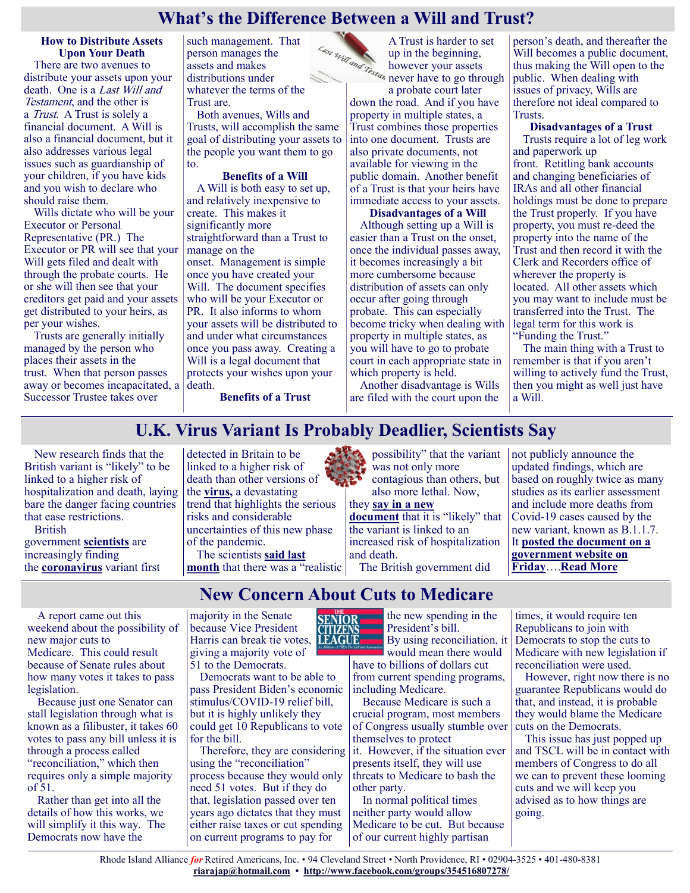# What's the Difference Between a Will and Trust?

**How to Distribute Assets Upon Your Death**

There are two avenues to distribute your assets upon your death. One is a *Last Will and Testament*, and the other is a *Trust*. A Trust is solely a financial document. A Will is also a financial document, but it also addresses various legal issues such as guardianship of your children, if you have kids and you wish to declare who should raise them.

Wills dictate who will be your Executor or Personal Representative (PR.) The Executor or PR will see that your Will gets filed and dealt with through the probate courts. He or she will then see that your creditors get paid and your assets get distributed to your heirs, as per your wishes.

Trusts are generally initially managed by the person who places their assets in the trust. When that person passes away or becomes incapacitated, a Successor Trustee takes over such management. That person manages the assets and makes distributions under whatever the terms of the Trust are.

Both avenues, Wills and Trusts, will accomplish the same goal of distributing your assets to the people you want them to go to.

**Benefits of a Will**

A Will is both easy to set up, and relatively inexpensive to create. This makes it significantly more straightforward than a Trust to manage on the onset. Management is simple once you have created your Will. The document specifies who will be your Executor or PR. It also informs to whom your assets will be distributed to and under what circumstances once you pass away. Creating a Will is a legal document that protects your wishes upon your death.

**Benefits of a Trust**

A Trust is harder to set up in the beginning, however your assets never have to go through a probate court later down the road. And if you have property in multiple states, a Trust combines those properties into one document. Trusts are also private documents, not available for viewing in the public domain. Another benefit of a Trust is that your heirs have immediate access to your assets.

**Disadvantages of a Will**

Although setting up a Will is easier than a Trust on the onset, once the individual passes away, it becomes increasingly a bit more cumbersome because distribution of assets can only occur after going through probate. This can especially become tricky when dealing with property in multiple states, as you will have to go to probate court in each appropriate state in which property is held.

Another disadvantage is Wills are filed with the court upon the person's death, and thereafter the Will becomes a public document, thus making the Will open to the public. When dealing with issues of privacy, Wills are therefore not ideal compared to Trusts.

**Disadvantages of a Trust**

Trusts require a lot of leg work and paperwork up front. Retitling bank accounts and changing beneficiaries of IRAs and all other financial holdings must be done to prepare the Trust properly. If you have property, you must re-deed the property into the name of the Trust and then record it with the Clerk and Recorders office of wherever the property is located. All other assets which you may want to include must be transferred into the Trust. The legal term for this work is "Funding the Trust."

The main thing with a Trust to remember is that if you aren't willing to actively fund the Trust, then you might as well just have a Will.

# U.K. Virus Variant Is Probably Deadlier, Scientists Say

New research finds that the British variant is "likely" to be linked to a higher risk of hospitalization and death, laying bare the danger facing countries that ease restrictions.

British government **scientists** are increasingly finding the **coronavirus** variant first detected in Britain to be linked to a higher risk of death than other versions of the **virus,** a devastating trend that highlights the serious risks and considerable uncertainties of this new phase of the pandemic.

The scientists **said last month** that there was a "realistic possibility" that the variant was not only more contagious than others, but also more lethal. Now, they **say in a new document** that it is "likely" that the variant is linked to an increased risk of hospitalization and death.

The British government did not publicly announce the updated findings, which are based on roughly twice as many studies as its earlier assessment and include more deaths from Covid-19 cases caused by the new variant, known as B.1.1.7. It **posted the document on a government website on Friday**….**Read More**

# New Concern About Cuts to Medicare

A report came out this weekend about the possibility of new major cuts to Medicare. This could result because of Senate rules about how many votes it takes to pass legislation.

Because just one Senator can stall legislation through what is known as a filibuster, it takes 60 votes to pass any bill unless it is through a process called "reconciliation," which then requires only a simple majority of 51.

Rather than get into all the details of how this works, we will simplify it this way. The Democrats now have the majority in the Senate because Vice President Harris can break tie votes, giving a majority vote of 51 to the Democrats.

Democrats want to be able to pass President Biden's economic stimulus/COVID-19 relief bill, but it is highly unlikely they could get 10 Republicans to vote for the bill.

Therefore, they are considering using the "reconciliation" process because they would only need 51 votes. But if they do that, legislation passed over ten years ago dictates that they must either raise taxes or cut spending on current programs to pay for the new spending in the President's bill.

By using reconciliation, it would mean there would have to billions of dollars cut from current spending programs, including Medicare.

Because Medicare is such a crucial program, most members of Congress usually stumble over themselves to protect it. However, if the situation ever presents itself, they will use threats to Medicare to bash the other party.

In normal political times neither party would allow Medicare to be cut. But because of our current highly partisan times, it would require ten Republicans to join with Democrats to stop the cuts to Medicare with new legislation if reconciliation were used.

However, right now there is no guarantee Republicans would do that, and instead, it is probable they would blame the Medicare cuts on the Democrats.

This issue has just popped up and TSCL will be in contact with members of Congress to do all we can to prevent these looming cuts and we will keep you advised as to how things are going.

Rhode Island Alliance *for* Retired Americans, Inc. • 94 Cleveland Street • North Providence, RI • 02904-3525 • 401-480-8381
**riarajap@hotmail.com** • **http://www.facebook.com/groups/354516807278/**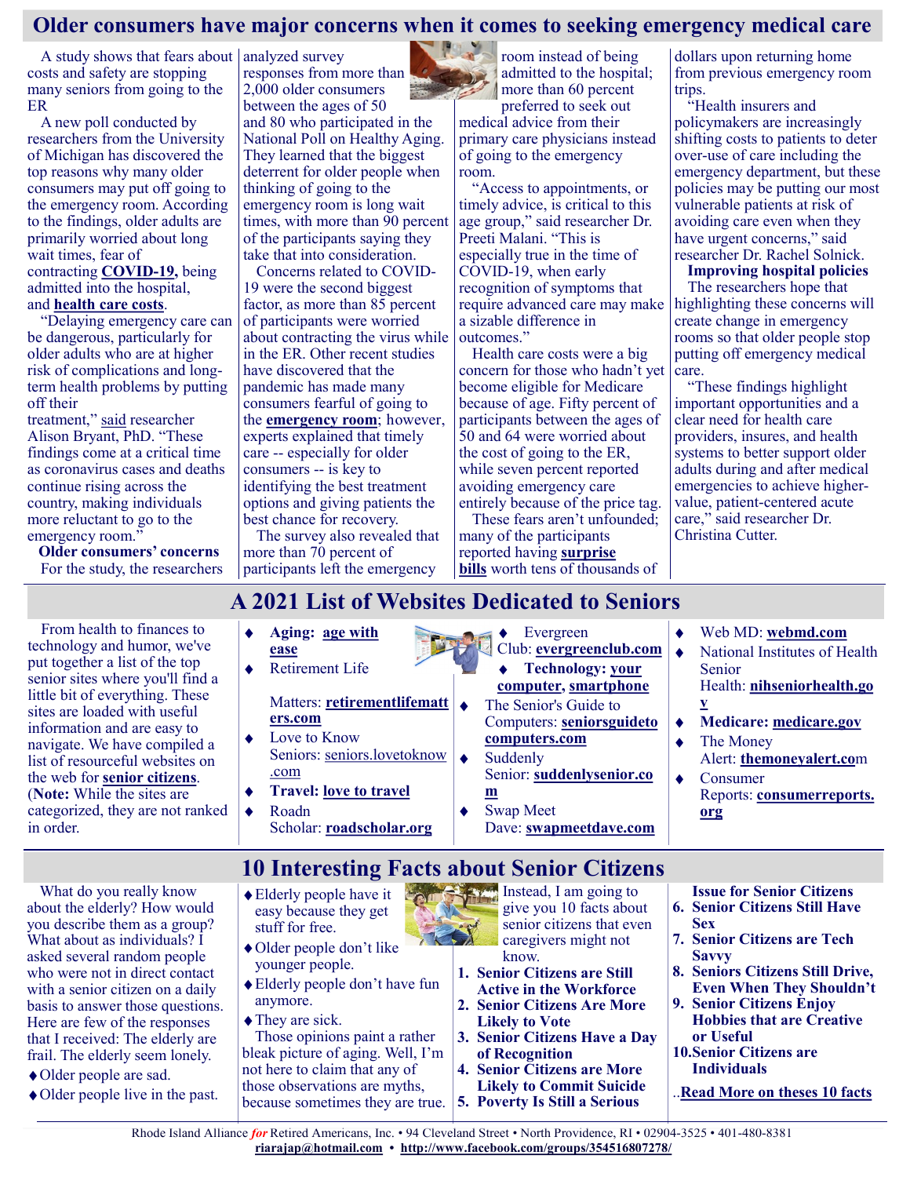# Older consumers have major concerns when it comes to seeking emergency medical care

A study shows that fears about costs and safety are stopping many seniors from going to the ER

A new poll conducted by researchers from the University of Michigan has discovered the top reasons why many older consumers may put off going to the emergency room. According to the findings, older adults are primarily worried about long wait times, fear of contracting **COVID-19,** being admitted into the hospital, and **health care costs**.

"Delaying emergency care can be dangerous, particularly for older adults who are at higher risk of complications and long-term health problems by putting off their treatment," said researcher Alison Bryant, PhD. "These findings come at a critical time as coronavirus cases and deaths continue rising across the country, making individuals more reluctant to go to the emergency room."

**Older consumers' concerns**

For the study, the researchers analyzed survey responses from more than 2,000 older consumers between the ages of 50 and 80 who participated in the National Poll on Healthy Aging. They learned that the biggest deterrent for older people when thinking of going to the emergency room is long wait times, with more than 90 percent of the participants saying they take that into consideration.

Concerns related to COVID-19 were the second biggest factor, as more than 85 percent of participants were worried about contracting the virus while in the ER. Other recent studies have discovered that the pandemic has made many consumers fearful of going to the **emergency room**; however, experts explained that timely care -- especially for older consumers -- is key to identifying the best treatment options and giving patients the best chance for recovery.

The survey also revealed that more than 70 percent of participants left the emergency room instead of being admitted to the hospital; more than 60 percent preferred to seek out medical advice from their primary care physicians instead of going to the emergency room.

"Access to appointments, or timely advice, is critical to this age group," said researcher Dr. Preeti Malani. "This is especially true in the time of COVID-19, when early recognition of symptoms that require advanced care may make a sizable difference in outcomes."

Health care costs were a big concern for those who hadn't yet become eligible for Medicare because of age. Fifty percent of participants between the ages of 50 and 64 were worried about the cost of going to the ER, while seven percent reported avoiding emergency care entirely because of the price tag.

These fears aren't unfounded; many of the participants reported having **surprise bills** worth tens of thousands of dollars upon returning home from previous emergency room trips.

"Health insurers and policymakers are increasingly shifting costs to patients to deter over-use of care including the emergency department, but these policies may be putting our most vulnerable patients at risk of avoiding care even when they have urgent concerns," said researcher Dr. Rachel Solnick.

**Improving hospital policies**

The researchers hope that highlighting these concerns will create change in emergency rooms so that older people stop putting off emergency medical care.

"These findings highlight important opportunities and a clear need for health care providers, insures, and health systems to better support older adults during and after medical emergencies to achieve higher-value, patient-centered acute care," said researcher Dr. Christina Cutter.

# A 2021 List of Websites Dedicated to Seniors

From health to finances to technology and humor, we've put together a list of the top senior sites where you'll find a little bit of everything. These sites are loaded with useful information and are easy to navigate. We have compiled a list of resourceful websites on the web for **senior citizens**. (**Note:** While the sites are categorized, they are not ranked in order.

- **Aging: age with ease**
- Retirement Life Matters: **retirementlifematters.com**
- Love to Know Seniors: seniors.lovetoknow.com
- **Travel: love to travel**
- Roadn Scholar: **roadscholar.org**
- Evergreen Club: **evergreenclub.com**
- **Technology: your computer, smartphone**
- The Senior's Guide to Computers: **seniorsguidetocomputers.com**
- Suddenly Senior: **suddenlysenior.com**
- Swap Meet Dave: **swapmeetdave.com**
- Web MD: **webmd.com**
- National Institutes of Health Senior Health: **nihseniorhealth.gov**
- **Medicare: medicare.gov**
- The Money Alert: **themoneyalert.co**m
- Consumer Reports: **consumerreports.org**

# 10 Interesting Facts about Senior Citizens

What do you really know about the elderly? How would you describe them as a group? What about as individuals? I asked several random people who were not in direct contact with a senior citizen on a daily basis to answer those questions. Here are few of the responses that I received: The elderly are frail. The elderly seem lonely.

- Older people are sad.
- Older people live in the past.
- Elderly people have it easy because they get stuff for free.
- Older people don't like younger people.
- Elderly people don't have fun anymore.
- They are sick.

Those opinions paint a rather bleak picture of aging. Well, I'm not here to claim that any of those observations are myths, because sometimes they are true. Instead, I am going to give you 10 facts about senior citizens that even caregivers might not know.

1. **Senior Citizens are Still Active in the Workforce**
2. **Senior Citizens Are More Likely to Vote**
3. **Senior Citizens Have a Day of Recognition**
4. **Senior Citizens are More Likely to Commit Suicide**
5. **Poverty Is Still a Serious Issue for Senior Citizens**
6. **Senior Citizens Still Have Sex**
7. **Senior Citizens are Tech Savvy**
8. **Seniors Citizens Still Drive, Even When They Shouldn't**
9. **Senior Citizens Enjoy Hobbies that are Creative or Useful**
10. **Senior Citizens are Individuals**

..**Read More on theses 10 facts**

Rhode Island Alliance *for* Retired Americans, Inc. • 94 Cleveland Street • North Providence, RI • 02904-3525 • 401-480-8381
**riarajap@hotmail.com** • **http://www.facebook.com/groups/354516807278/**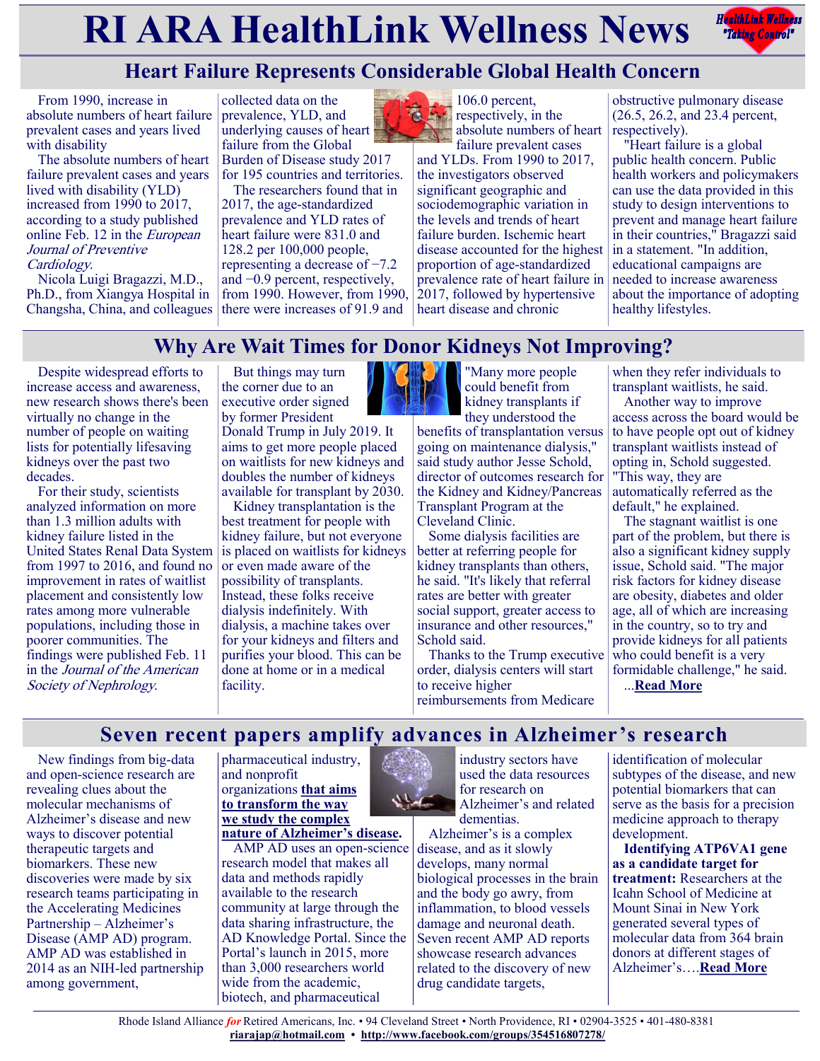# RI ARA HealthLink Wellness News

## Heart Failure Represents Considerable Global Health Concern

From 1990, increase in absolute numbers of heart failure prevalent cases and years lived with disability

The absolute numbers of heart failure prevalent cases and years lived with disability (YLD) increased from 1990 to 2017, according to a study published online Feb. 12 in the *European Journal of Preventive Cardiology.*

Nicola Luigi Bragazzi, M.D., Ph.D., from Xiangya Hospital in Changsha, China, and colleagues collected data on the prevalence, YLD, and underlying causes of heart failure from the Global Burden of Disease study 2017 for 195 countries and territories.

The researchers found that in 2017, the age-standardized prevalence and YLD rates of heart failure were 831.0 and 128.2 per 100,000 people, representing a decrease of −7.2 and −0.9 percent, respectively, from 1990. However, from 1990, there were increases of 91.9 and 106.0 percent, respectively, in the absolute numbers of heart failure prevalent cases and YLDs. From 1990 to 2017, the investigators observed significant geographic and sociodemographic variation in the levels and trends of heart failure burden. Ischemic heart disease accounted for the highest proportion of age-standardized prevalence rate of heart failure in 2017, followed by hypertensive heart disease and chronic obstructive pulmonary disease (26.5, 26.2, and 23.4 percent, respectively).

"Heart failure is a global public health concern. Public health workers and policymakers can use the data provided in this study to design interventions to prevent and manage heart failure in their countries," Bragazzi said in a statement. "In addition, educational campaigns are needed to increase awareness about the importance of adopting healthy lifestyles.

## Why Are Wait Times for Donor Kidneys Not Improving?

Despite widespread efforts to increase access and awareness, new research shows there's been virtually no change in the number of people on waiting lists for potentially lifesaving kidneys over the past two decades.

For their study, scientists analyzed information on more than 1.3 million adults with kidney failure listed in the United States Renal Data System from 1997 to 2016, and found no improvement in rates of waitlist placement and consistently low rates among more vulnerable populations, including those in poorer communities. The findings were published Feb. 11 in the *Journal of the American Society of Nephrology.*

But things may turn the corner due to an executive order signed by former President Donald Trump in July 2019. It aims to get more people placed on waitlists for new kidneys and doubles the number of kidneys available for transplant by 2030.

Kidney transplantation is the best treatment for people with kidney failure, but not everyone is placed on waitlists for kidneys or even made aware of the possibility of transplants. Instead, these folks receive dialysis indefinitely. With dialysis, a machine takes over for your kidneys and filters and purifies your blood. This can be done at home or in a medical facility.

"Many more people could benefit from kidney transplants if they understood the benefits of transplantation versus going on maintenance dialysis," said study author Jesse Schold, director of outcomes research for the Kidney and Kidney/Pancreas Transplant Program at the Cleveland Clinic.

Some dialysis facilities are better at referring people for kidney transplants than others, he said. "It's likely that referral rates are better with greater social support, greater access to insurance and other resources," Schold said.

Thanks to the Trump executive order, dialysis centers will start to receive higher reimbursements from Medicare when they refer individuals to transplant waitlists, he said.

Another way to improve access across the board would be to have people opt out of kidney transplant waitlists instead of opting in, Schold suggested. "This way, they are automatically referred as the default," he explained.

The stagnant waitlist is one part of the problem, but there is also a significant kidney supply issue, Schold said. "The major risk factors for kidney disease are obesity, diabetes and older age, all of which are increasing in the country, so to try and provide kidneys for all patients who could benefit is a very formidable challenge," he said.

...**Read More**

## Seven recent papers amplify advances in Alzheimer's research

New findings from big-data and open-science research are revealing clues about the molecular mechanisms of Alzheimer's disease and new ways to discover potential therapeutic targets and biomarkers. These new discoveries were made by six research teams participating in the Accelerating Medicines Partnership – Alzheimer's Disease (AMP AD) program. AMP AD was established in 2014 as an NIH-led partnership among government, pharmaceutical industry, and nonprofit organizations **that aims to transform the way we study the complex nature of Alzheimer's disease.**

AMP AD uses an open-science research model that makes all data and methods rapidly available to the research community at large through the data sharing infrastructure, the AD Knowledge Portal. Since the Portal's launch in 2015, more than 3,000 researchers world wide from the academic, biotech, and pharmaceutical industry sectors have used the data resources for research on Alzheimer's and related dementias.

Alzheimer's is a complex disease, and as it slowly develops, many normal biological processes in the brain and the body go awry, from inflammation, to blood vessels damage and neuronal death. Seven recent AMP AD reports showcase research advances related to the discovery of new drug candidate targets, identification of molecular subtypes of the disease, and new potential biomarkers that can serve as the basis for a precision medicine approach to therapy development.

**Identifying ATP6VA1 gene as a candidate target for treatment:** Researchers at the Icahn School of Medicine at Mount Sinai in New York generated several types of molecular data from 364 brain donors at different stages of Alzheimer's….**Read More**

Rhode Island Alliance *for* Retired Americans, Inc. • 94 Cleveland Street • North Providence, RI • 02904-3525 • 401-480-8381
riarajap@hotmail.com • http://www.facebook.com/groups/354516807278/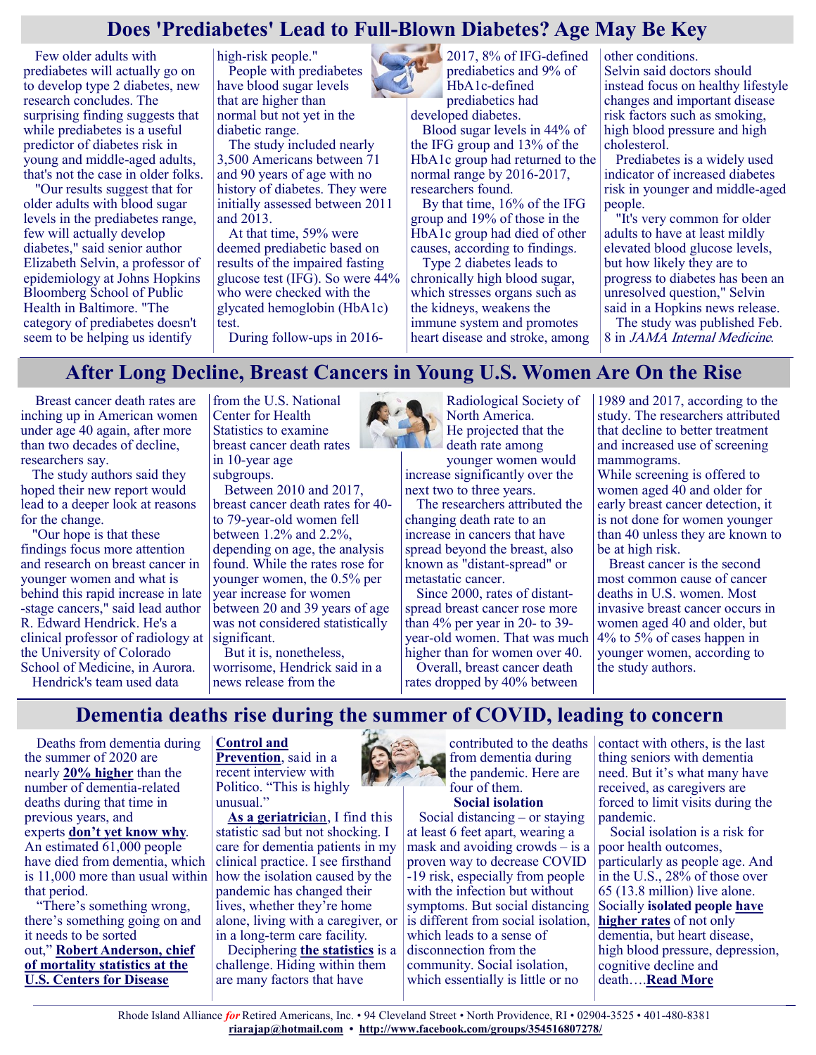# Does 'Prediabetes' Lead to Full-Blown Diabetes? Age May Be Key

Few older adults with prediabetes will actually go on to develop type 2 diabetes, new research concludes. The surprising finding suggests that while prediabetes is a useful predictor of diabetes risk in young and middle-aged adults, that's not the case in older folks.

"Our results suggest that for older adults with blood sugar levels in the prediabetes range, few will actually develop diabetes," said senior author Elizabeth Selvin, a professor of epidemiology at Johns Hopkins Bloomberg School of Public Health in Baltimore. "The category of prediabetes doesn't seem to be helping us identify high-risk people."

People with prediabetes have blood sugar levels that are higher than normal but not yet in the diabetic range.

The study included nearly 3,500 Americans between 71 and 90 years of age with no history of diabetes. They were initially assessed between 2011 and 2013.

At that time, 59% were deemed prediabetic based on results of the impaired fasting glucose test (IFG). So were 44% who were checked with the glycated hemoglobin (HbA1c) test.

During follow-ups in 2016-2017, 8% of IFG-defined prediabetics and 9% of HbA1c-defined prediabetics had developed diabetes.

Blood sugar levels in 44% of the IFG group and 13% of the HbA1c group had returned to the normal range by 2016-2017, researchers found.

By that time, 16% of the IFG group and 19% of those in the HbA1c group had died of other causes, according to findings.

Type 2 diabetes leads to chronically high blood sugar, which stresses organs such as the kidneys, weakens the immune system and promotes heart disease and stroke, among other conditions.

Selvin said doctors should instead focus on healthy lifestyle changes and important disease risk factors such as smoking, high blood pressure and high cholesterol.

Prediabetes is a widely used indicator of increased diabetes risk in younger and middle-aged people.

"It's very common for older adults to have at least mildly elevated blood glucose levels, but how likely they are to progress to diabetes has been an unresolved question," Selvin said in a Hopkins news release.

The study was published Feb. 8 in *JAMA Internal Medicine*.

# After Long Decline, Breast Cancers in Young U.S. Women Are On the Rise

Breast cancer death rates are inching up in American women under age 40 again, after more than two decades of decline, researchers say.

The study authors said they hoped their new report would lead to a deeper look at reasons for the change.

"Our hope is that these findings focus more attention and research on breast cancer in younger women and what is behind this rapid increase in late-stage cancers," said lead author R. Edward Hendrick. He's a clinical professor of radiology at the University of Colorado School of Medicine, in Aurora.

Hendrick's team used data from the U.S. National Center for Health Statistics to examine breast cancer death rates in 10-year age subgroups.

Between 2010 and 2017, breast cancer death rates for 40- to 79-year-old women fell between 1.2% and 2.2%, depending on age, the analysis found. While the rates rose for younger women, the 0.5% per year increase for women between 20 and 39 years of age was not considered statistically significant.

But it is, nonetheless, worrisome, Hendrick said in a news release from the Radiological Society of North America. He projected that the death rate among younger women would increase significantly over the next two to three years.

The researchers attributed the changing death rate to an increase in cancers that have spread beyond the breast, also known as "distant-spread" or metastatic cancer.

Since 2000, rates of distant-spread breast cancer rose more than 4% per year in 20- to 39-year-old women. That was much higher than for women over 40.

Overall, breast cancer death rates dropped by 40% between 1989 and 2017, according to the study. The researchers attributed that decline to better treatment and increased use of screening mammograms.

While screening is offered to women aged 40 and older for early breast cancer detection, it is not done for women younger than 40 unless they are known to be at high risk.

Breast cancer is the second most common cause of cancer deaths in U.S. women. Most invasive breast cancer occurs in women aged 40 and older, but 4% to 5% of cases happen in younger women, according to the study authors.

# Dementia deaths rise during the summer of COVID, leading to concern

Deaths from dementia during the summer of 2020 are nearly **20% higher** than the number of dementia-related deaths during that time in previous years, and experts **don't yet know why**. An estimated 61,000 people have died from dementia, which is 11,000 more than usual within that period.

"There's something wrong, there's something going on and it needs to be sorted out," **Robert Anderson, chief of mortality statistics at the U.S. Centers for Disease Control and Prevention**, said in a recent interview with Politico. "This is highly unusual."

**As a geriatrici**an, I find this statistic sad but not shocking. I care for dementia patients in my clinical practice. I see firsthand how the isolation caused by the pandemic has changed their lives, whether they're home alone, living with a caregiver, or in a long-term care facility.

Deciphering **the statistics** is a challenge. Hiding within them are many factors that have contributed to the deaths from dementia during the pandemic. Here are four of them.

**Social isolation**

Social distancing – or staying at least 6 feet apart, wearing a mask and avoiding crowds – is a proven way to decrease COVID-19 risk, especially from people with the infection but without symptoms. But social distancing is different from social isolation, which leads to a sense of disconnection from the community. Social isolation, which essentially is little or no contact with others, is the last thing seniors with dementia need. But it's what many have received, as caregivers are forced to limit visits during the pandemic.

Social isolation is a risk for poor health outcomes, particularly as people age. And in the U.S., 28% of those over 65 (13.8 million) live alone. Socially **isolated people have higher rates** of not only dementia, but heart disease, high blood pressure, depression, cognitive decline and death….**Read More**

Rhode Island Alliance *for* Retired Americans, Inc. • 94 Cleveland Street • North Providence, RI • 02904-3525 • 401-480-8381
**riarajap@hotmail.com** • **http://www.facebook.com/groups/354516807278/**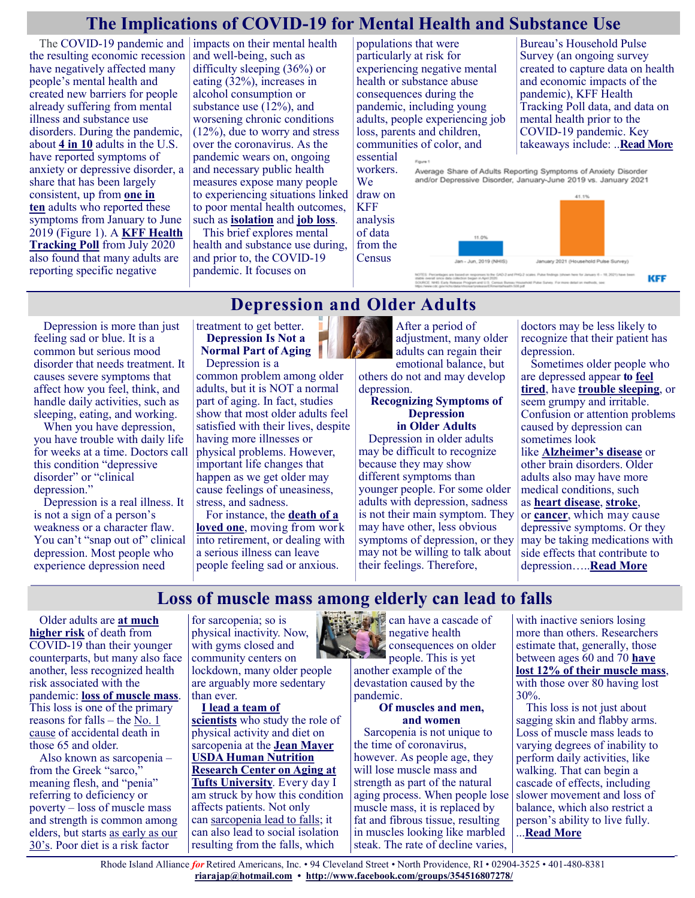# The Implications of COVID-19 for Mental Health and Substance Use

The COVID-19 pandemic and the resulting economic recession have negatively affected many people's mental health and created new barriers for people already suffering from mental illness and substance use disorders. During the pandemic, about **4 in 10** adults in the U.S. have reported symptoms of anxiety or depressive disorder, a share that has been largely consistent, up from **one in ten** adults who reported these symptoms from January to June 2019 (Figure 1). A **KFF Health Tracking Poll** from July 2020 also found that many adults are reporting specific negative impacts on their mental health and well-being, such as difficulty sleeping (36%) or eating (32%), increases in alcohol consumption or substance use (12%), and worsening chronic conditions (12%), due to worry and stress over the coronavirus. As the pandemic wears on, ongoing and necessary public health measures expose many people to experiencing situations linked to poor mental health outcomes, such as **isolation** and **job loss**.

This brief explores mental health and substance use during, and prior to, the COVID-19 pandemic. It focuses on populations that were particularly at risk for experiencing negative mental health or substance abuse consequences during the pandemic, including young adults, people experiencing job loss, parents and children, communities of color, and essential workers. We draw on KFF analysis of data from the Census Bureau's Household Pulse Survey (an ongoing survey created to capture data on health and economic impacts of the pandemic), KFF Health Tracking Poll data, and data on mental health prior to the COVID-19 pandemic. Key takeaways include: ..**Read More**

Figure 1

Average Share of Adults Reporting Symptoms of Anxiety Disorder and/or Depressive Disorder, January-June 2019 vs. January 2021

11.0%

41.1%

Jan - Jun, 2019 (NHIS)

January 2021 (Household Pulse Survey)

KFF

# Depression and Older Adults

Depression is more than just feeling sad or blue. It is a common but serious mood disorder that needs treatment. It causes severe symptoms that affect how you feel, think, and handle daily activities, such as sleeping, eating, and working.

When you have depression, you have trouble with daily life for weeks at a time. Doctors call this condition "depressive disorder" or "clinical depression."

Depression is a real illness. It is not a sign of a person's weakness or a character flaw. You can't "snap out of" clinical depression. Most people who experience depression need treatment to get better.

**Depression Is Not a Normal Part of Aging**

Depression is a common problem among older adults, but it is NOT a normal part of aging. In fact, studies show that most older adults feel satisfied with their lives, despite having more illnesses or physical problems. However, important life changes that happen as we get older may cause feelings of uneasiness, stress, and sadness.

For instance, the **death of a loved one**, moving from work into retirement, or dealing with a serious illness can leave people feeling sad or anxious. After a period of adjustment, many older adults can regain their emotional balance, but others do not and may develop depression.

**Recognizing Symptoms of Depression in Older Adults**

Depression in older adults may be difficult to recognize because they may show different symptoms than younger people. For some older adults with depression, sadness is not their main symptom. They may have other, less obvious symptoms of depression, or they may not be willing to talk about their feelings. Therefore, doctors may be less likely to recognize that their patient has depression.

Sometimes older people who are depressed appear **to feel tired**, have **trouble sleeping**, or seem grumpy and irritable. Confusion or attention problems caused by depression can sometimes look like **Alzheimer's disease** or other brain disorders. Older adults also may have more medical conditions, such as **heart disease**, **stroke**, or **cancer**, which may cause depressive symptoms. Or they may be taking medications with side effects that contribute to depression…..**Read More**

# Loss of muscle mass among elderly can lead to falls

Older adults are **at much higher risk** of death from COVID-19 than their younger counterparts, but many also face another, less recognized health risk associated with the pandemic: **loss of muscle mass**. This loss is one of the primary reasons for falls – the No. 1 cause of accidental death in those 65 and older.

Also known as sarcopenia – from the Greek "sarco," meaning flesh, and "penia" referring to deficiency or poverty – loss of muscle mass and strength is common among elders, but starts as early as our 30's. Poor diet is a risk factor for sarcopenia; so is physical inactivity. Now, with gyms closed and community centers on lockdown, many older people are arguably more sedentary than ever.

**I lead a team of scientists** who study the role of physical activity and diet on sarcopenia at the **Jean Mayer USDA Human Nutrition Research Center on Aging at Tufts University**. Every day I am struck by how this condition affects patients. Not only can sarcopenia lead to falls; it can also lead to social isolation resulting from the falls, which can have a cascade of negative health consequences on older people. This is yet another example of the devastation caused by the pandemic.

**Of muscles and men, and women**

Sarcopenia is not unique to the time of coronavirus, however. As people age, they will lose muscle mass and strength as part of the natural aging process. When people lose muscle mass, it is replaced by fat and fibrous tissue, resulting in muscles looking like marbled steak. The rate of decline varies, with inactive seniors losing more than others. Researchers estimate that, generally, those between ages 60 and 70 **have lost 12% of their muscle mass**, with those over 80 having lost 30%.

This loss is not just about sagging skin and flabby arms. Loss of muscle mass leads to varying degrees of inability to perform daily activities, like walking. That can begin a cascade of effects, including slower movement and loss of balance, which also restrict a person's ability to live fully. ...**Read More**

Rhode Island Alliance *for* Retired Americans, Inc. • 94 Cleveland Street • North Providence, RI • 02904-3525 • 401-480-8381
**riarajap@hotmail.com** • **http://www.facebook.com/groups/354516807278/**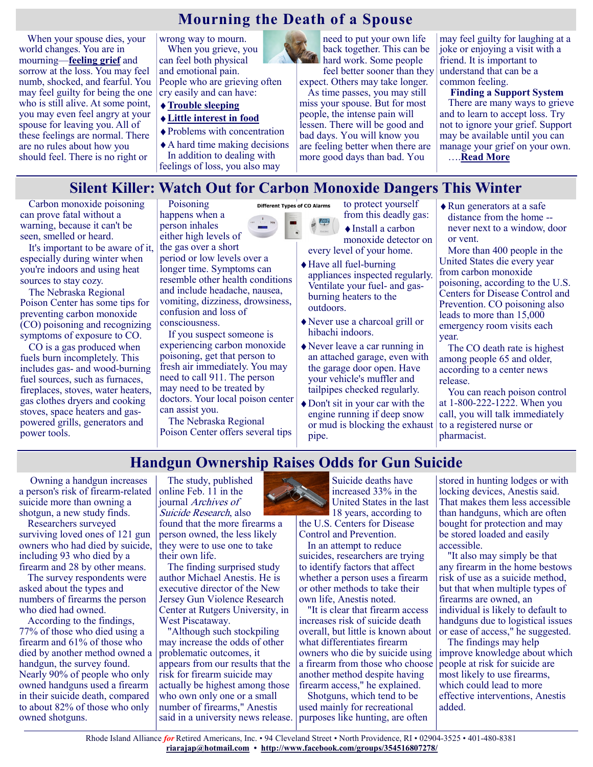# Mourning the Death of a Spouse

When your spouse dies, your world changes. You are in mourning—**feeling grief** and sorrow at the loss. You may feel numb, shocked, and fearful. You may feel guilty for being the one who is still alive. At some point, you may even feel angry at your spouse for leaving you. All of these feelings are normal. There are no rules about how you should feel. There is no right or wrong way to mourn.

When you grieve, you can feel both physical and emotional pain. People who are grieving often cry easily and can have:

- **Trouble sleeping**
- **Little interest in food**
- Problems with concentration
- A hard time making decisions

In addition to dealing with feelings of loss, you also may need to put your own life back together. This can be hard work. Some people feel better sooner than they expect. Others may take longer.

As time passes, you may still miss your spouse. But for most people, the intense pain will lessen. There will be good and bad days. You will know you are feeling better when there are more good days than bad. You may feel guilty for laughing at a joke or enjoying a visit with a friend. It is important to understand that can be a common feeling.

**Finding a Support System**

There are many ways to grieve and to learn to accept loss. Try not to ignore your grief. Support may be available until you can manage your grief on your own.

….**Read More**

# Silent Killer: Watch Out for Carbon Monoxide Dangers This Winter

Carbon monoxide poisoning can prove fatal without a warning, because it can't be seen, smelled or heard.

It's important to be aware of it, especially during winter when you're indoors and using heat sources to stay cozy.

The Nebraska Regional Poison Center has some tips for preventing carbon monoxide (CO) poisoning and recognizing symptoms of exposure to CO.

CO is a gas produced when fuels burn incompletely. This includes gas- and wood-burning fuel sources, such as furnaces, fireplaces, stoves, water heaters, gas clothes dryers and cooking stoves, space heaters and gas-powered grills, generators and power tools.

Poisoning happens when a person inhales either high levels of the gas over a short period or low levels over a longer time. Symptoms can resemble other health conditions and include headache, nausea, vomiting, dizziness, drowsiness, confusion and loss of consciousness.

If you suspect someone is experiencing carbon monoxide poisoning, get that person to fresh air immediately. You may need to call 911. The person may need to be treated by doctors. Your local poison center can assist you.

The Nebraska Regional Poison Center offers several tips to protect yourself from this deadly gas:

- Install a carbon monoxide detector on every level of your home.
- Have all fuel-burning appliances inspected regularly. Ventilate your fuel- and gas-burning heaters to the outdoors.
- Never use a charcoal grill or hibachi indoors.
- Never leave a car running in an attached garage, even with the garage door open. Have your vehicle's muffler and tailpipes checked regularly.
- Don't sit in your car with the engine running if deep snow or mud is blocking the exhaust pipe.
- Run generators at a safe distance from the home -- never next to a window, door or vent.

More than 400 people in the United States die every year from carbon monoxide poisoning, according to the U.S. Centers for Disease Control and Prevention. CO poisoning also leads to more than 15,000 emergency room visits each year.

The CO death rate is highest among people 65 and older, according to a center news release.

You can reach poison control at 1-800-222-1222. When you call, you will talk immediately to a registered nurse or pharmacist.

# Handgun Ownership Raises Odds for Gun Suicide

Owning a handgun increases a person's risk of firearm-related suicide more than owning a shotgun, a new study finds.

Researchers surveyed surviving loved ones of 121 gun owners who had died by suicide, including 93 who died by a firearm and 28 by other means.

The survey respondents were asked about the types and numbers of firearms the person who died had owned.

According to the findings, 77% of those who died using a firearm and 61% of those who died by another method owned a handgun, the survey found. Nearly 90% of people who only owned handguns used a firearm in their suicide death, compared to about 82% of those who only owned shotguns.

The study, published online Feb. 11 in the journal *Archives of Suicide Research*, also found that the more firearms a person owned, the less likely they were to use one to take their own life.

The finding surprised study author Michael Anestis. He is executive director of the New Jersey Gun Violence Research Center at Rutgers University, in West Piscataway.

"Although such stockpiling may increase the odds of other problematic outcomes, it appears from our results that the risk for firearm suicide may actually be highest among those who own only one or a small number of firearms," Anestis said in a university news release.

Suicide deaths have increased 33% in the United States in the last 18 years, according to the U.S. Centers for Disease Control and Prevention.

In an attempt to reduce suicides, researchers are trying to identify factors that affect whether a person uses a firearm or other methods to take their own life, Anestis noted.

"It is clear that firearm access increases risk of suicide death overall, but little is known about what differentiates firearm owners who die by suicide using a firearm from those who choose another method despite having firearm access," he explained.

Shotguns, which tend to be used mainly for recreational purposes like hunting, are often stored in hunting lodges or with locking devices, Anestis said. That makes them less accessible than handguns, which are often bought for protection and may be stored loaded and easily accessible.

"It also may simply be that any firearm in the home bestows risk of use as a suicide method, but that when multiple types of firearms are owned, an individual is likely to default to handguns due to logistical issues or ease of access," he suggested.

The findings may help improve knowledge about which people at risk for suicide are most likely to use firearms, which could lead to more effective interventions, Anestis added.

Rhode Island Alliance *for* Retired Americans, Inc. • 94 Cleveland Street • North Providence, RI • 02904-3525 • 401-480-8381
**riarajap@hotmail.com** • **http://www.facebook.com/groups/354516807278/**